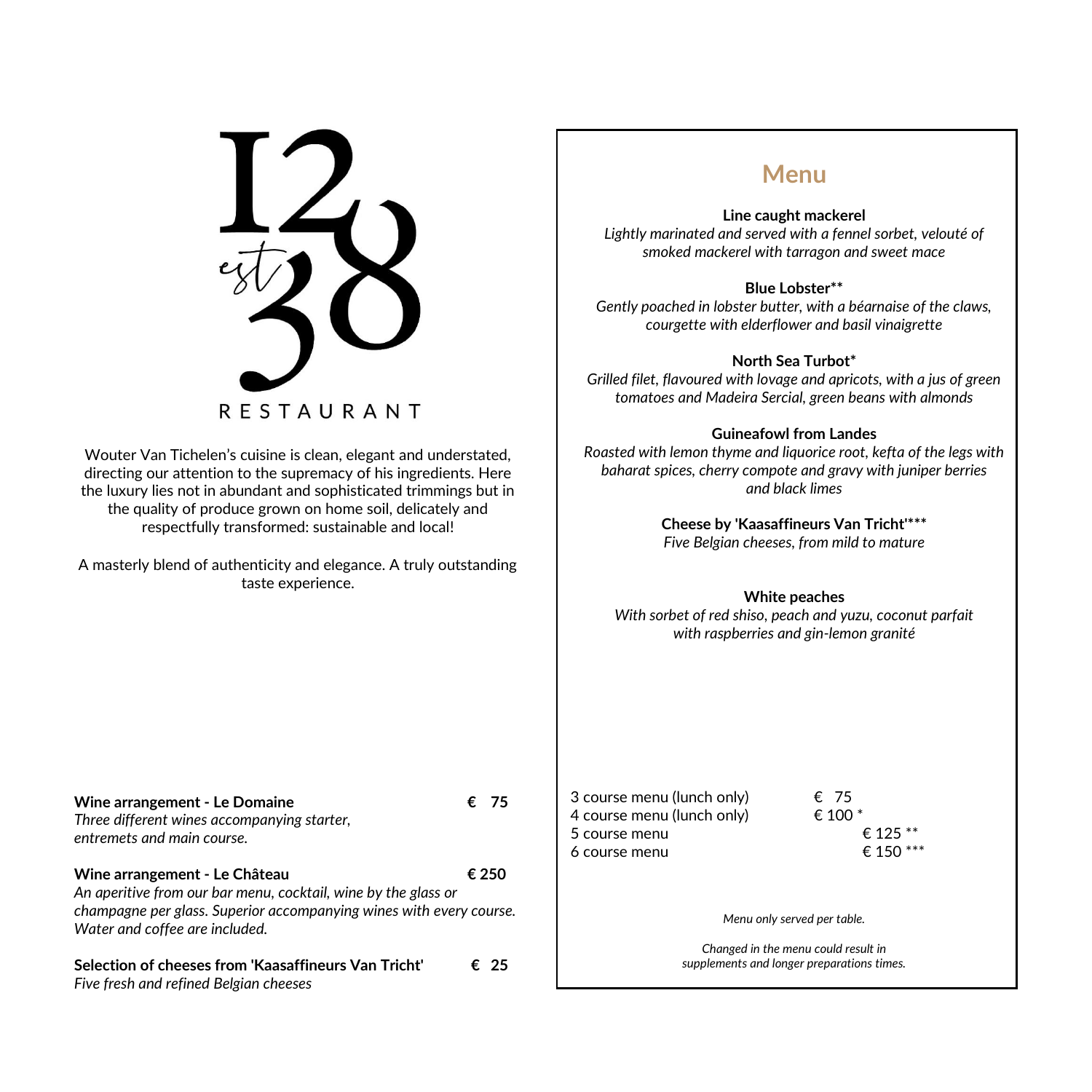# 1238 est RESTAURANT

Wouter Van Tichelen's cuisine is clean, elegant and understated, directing our attention to the supremacy of his ingredients. Here the luxury lies not in abundant and sophisticated trimmings but in the quality of produce grown on home soil, delicately and respectfully transformed: sustainable and local!

A masterly blend of authenticity and elegance. A truly outstanding taste experience.

## Menu

**Line caught mackerel**
*Lightly marinated and served with a fennel sorbet, velouté of smoked mackerel with tarragon and sweet mace*

**Blue Lobster**\*\*
*Gently poached in lobster butter, with a béarnaise of the claws, courgette with elderflower and basil vinaigrette*

**North Sea Turbot**\*
*Grilled filet, flavoured with lovage and apricots, with a jus of green tomatoes and Madeira Sercial, green beans with almonds*

**Guineafowl from Landes**
*Roasted with lemon thyme and liquorice root, kefta of the legs with baharat spices, cherry compote and gravy with juniper berries and black limes*

**Cheese by 'Kaasaffineurs Van Tricht'**\*\*\*
*Five Belgian cheeses, from mild to mature*

**White peaches**
*With sorbet of red shiso, peach and yuzu, coconut parfait with raspberries and gin-lemon granité*

| | |
|---|---|
| 3 course menu (lunch only) | € 75 |
| 4 course menu (lunch only) | € 100 * |
| 5 course menu | € 125 ** |
| 6 course menu | € 150 *** |

*Menu only served per table.*

*Changed in the menu could result in supplements and longer preparations times.*

**Wine arrangement - Le Domaine** — **€ 75**
*Three different wines accompanying starter, entremets and main course.*

**Wine arrangement - Le Château** — **€ 250**
*An aperitive from our bar menu, cocktail, wine by the glass or champagne per glass. Superior accompanying wines with every course. Water and coffee are included.*

**Selection of cheeses from 'Kaasaffineurs Van Tricht'** — **€ 25**
*Five fresh and refined Belgian cheeses*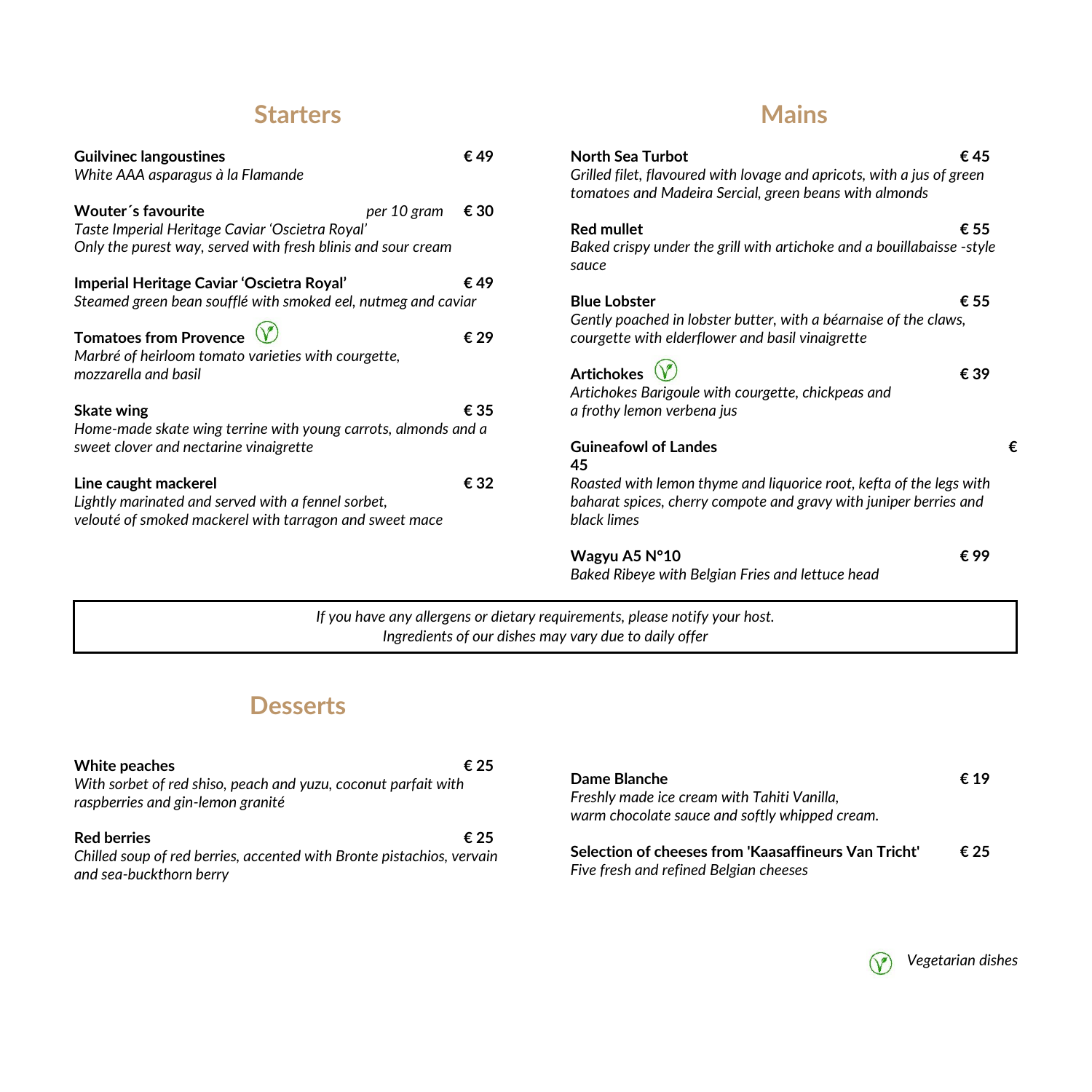## Starters

**Guilvinec langoustines** — € 49
*White AAA asparagus à la Flamande*

**Wouter´s favourite** — *per 10 gram* € 30
*Taste Imperial Heritage Caviar 'Oscietra Royal'*
*Only the purest way, served with fresh blinis and sour cream*

**Imperial Heritage Caviar 'Oscietra Royal'** — € 49
*Steamed green bean soufflé with smoked eel, nutmeg and caviar*

**Tomatoes from Provence** (V) — € 29
*Marbré of heirloom tomato varieties with courgette, mozzarella and basil*

**Skate wing** — € 35
*Home-made skate wing terrine with young carrots, almonds and a sweet clover and nectarine vinaigrette*

**Line caught mackerel** — € 32
*Lightly marinated and served with a fennel sorbet, velouté of smoked mackerel with tarragon and sweet mace*

## Mains

**North Sea Turbot** — € 45
*Grilled filet, flavoured with lovage and apricots, with a jus of green tomatoes and Madeira Sercial, green beans with almonds*

**Red mullet** — € 55
*Baked crispy under the grill with artichoke and a bouillabaisse -style sauce*

**Blue Lobster** — € 55
*Gently poached in lobster butter, with a béarnaise of the claws, courgette with elderflower and basil vinaigrette*

**Artichokes** (V) — € 39
*Artichokes Barigoule with courgette, chickpeas and a frothy lemon verbena jus*

**Guineafowl of Landes** — € 45
*Roasted with lemon thyme and liquorice root, kefta of the legs with baharat spices, cherry compote and gravy with juniper berries and black limes*

**Wagyu A5 N°10** — € 99
*Baked Ribeye with Belgian Fries and lettuce head*

*If you have any allergens or dietary requirements, please notify your host.*
*Ingredients of our dishes may vary due to daily offer*

## Desserts

**White peaches** — € 25
*With sorbet of red shiso, peach and yuzu, coconut parfait with raspberries and gin-lemon granité*

**Red berries** — € 25
*Chilled soup of red berries, accented with Bronte pistachios, vervain and sea-buckthorn berry*

**Dame Blanche** — € 19
*Freshly made ice cream with Tahiti Vanilla, warm chocolate sauce and softly whipped cream.*

**Selection of cheeses from 'Kaasaffineurs Van Tricht'** — € 25
*Five fresh and refined Belgian cheeses*

(V) *Vegetarian dishes*